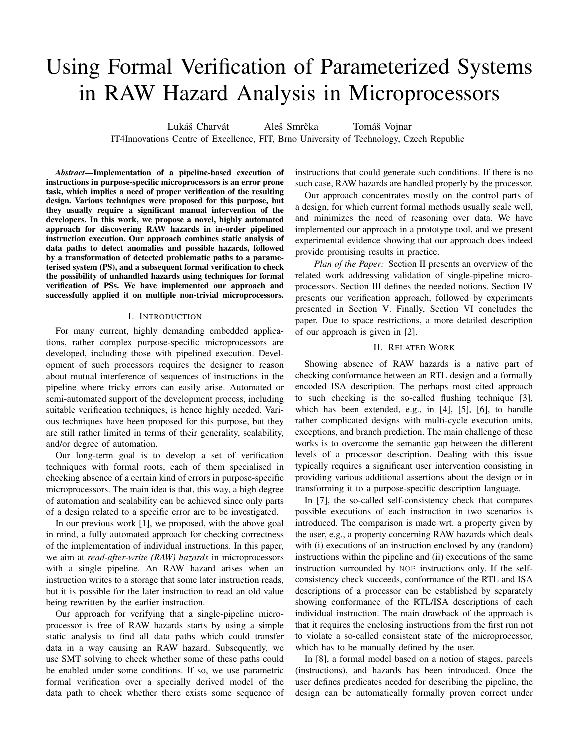# Using Formal Verification of Parameterized Systems in RAW Hazard Analysis in Microprocessors

Lukáš Charvát Aleš Smrčka Tomáš Vojnar

IT4Innovations Centre of Excellence, FIT, Brno University of Technology, Czech Republic

***Abstract*—Implementation of a pipeline-based execution of instructions in purpose-specific microprocessors is an error prone task, which implies a need of proper verification of the resulting design. Various techniques were proposed for this purpose, but they usually require a significant manual intervention of the developers. In this work, we propose a novel, highly automated approach for discovering RAW hazards in in-order pipelined instruction execution. Our approach combines static analysis of data paths to detect anomalies and possible hazards, followed by a transformation of detected problematic paths to a parameterised system (PS), and a subsequent formal verification to check the possibility of unhandled hazards using techniques for formal verification of PSs. We have implemented our approach and successfully applied it on multiple non-trivial microprocessors.**

## I. Introduction

For many current, highly demanding embedded applications, rather complex purpose-specific microprocessors are developed, including those with pipelined execution. Development of such processors requires the designer to reason about mutual interference of sequences of instructions in the pipeline where tricky errors can easily arise. Automated or semi-automated support of the development process, including suitable verification techniques, is hence highly needed. Various techniques have been proposed for this purpose, but they are still rather limited in terms of their generality, scalability, and/or degree of automation.

Our long-term goal is to develop a set of verification techniques with formal roots, each of them specialised in checking absence of a certain kind of errors in purpose-specific microprocessors. The main idea is that, this way, a high degree of automation and scalability can be achieved since only parts of a design related to a specific error are to be investigated.

In our previous work [1], we proposed, with the above goal in mind, a fully automated approach for checking correctness of the implementation of individual instructions. In this paper, we aim at *read-after-write (RAW) hazards* in microprocessors with a single pipeline. An RAW hazard arises when an instruction writes to a storage that some later instruction reads, but it is possible for the later instruction to read an old value being rewritten by the earlier instruction.

Our approach for verifying that a single-pipeline microprocessor is free of RAW hazards starts by using a simple static analysis to find all data paths which could transfer data in a way causing an RAW hazard. Subsequently, we use SMT solving to check whether some of these paths could be enabled under some conditions. If so, we use parametric formal verification over a specially derived model of the data path to check whether there exists some sequence of instructions that could generate such conditions. If there is no such case, RAW hazards are handled properly by the processor.

Our approach concentrates mostly on the control parts of a design, for which current formal methods usually scale well, and minimizes the need of reasoning over data. We have implemented our approach in a prototype tool, and we present experimental evidence showing that our approach does indeed provide promising results in practice.

*Plan of the Paper:* Section II presents an overview of the related work addressing validation of single-pipeline microprocessors. Section III defines the needed notions. Section IV presents our verification approach, followed by experiments presented in Section V. Finally, Section VI concludes the paper. Due to space restrictions, a more detailed description of our approach is given in [2].

## II. Related Work

Showing absence of RAW hazards is a native part of checking conformance between an RTL design and a formally encoded ISA description. The perhaps most cited approach to such checking is the so-called flushing technique [3], which has been extended, e.g., in [4], [5], [6], to handle rather complicated designs with multi-cycle execution units, exceptions, and branch prediction. The main challenge of these works is to overcome the semantic gap between the different levels of a processor description. Dealing with this issue typically requires a significant user intervention consisting in providing various additional assertions about the design or in transforming it to a purpose-specific description language.

In [7], the so-called self-consistency check that compares possible executions of each instruction in two scenarios is introduced. The comparison is made wrt. a property given by the user, e.g., a property concerning RAW hazards which deals with (i) executions of an instruction enclosed by any (random) instructions within the pipeline and (ii) executions of the same instruction surrounded by `NOP` instructions only. If the self-consistency check succeeds, conformance of the RTL and ISA descriptions of a processor can be established by separately showing conformance of the RTL/ISA descriptions of each individual instruction. The main drawback of the approach is that it requires the enclosing instructions from the first run not to violate a so-called consistent state of the microprocessor, which has to be manually defined by the user.

In [8], a formal model based on a notion of stages, parcels (instructions), and hazards has been introduced. Once the user defines predicates needed for describing the pipeline, the design can be automatically formally proven correct under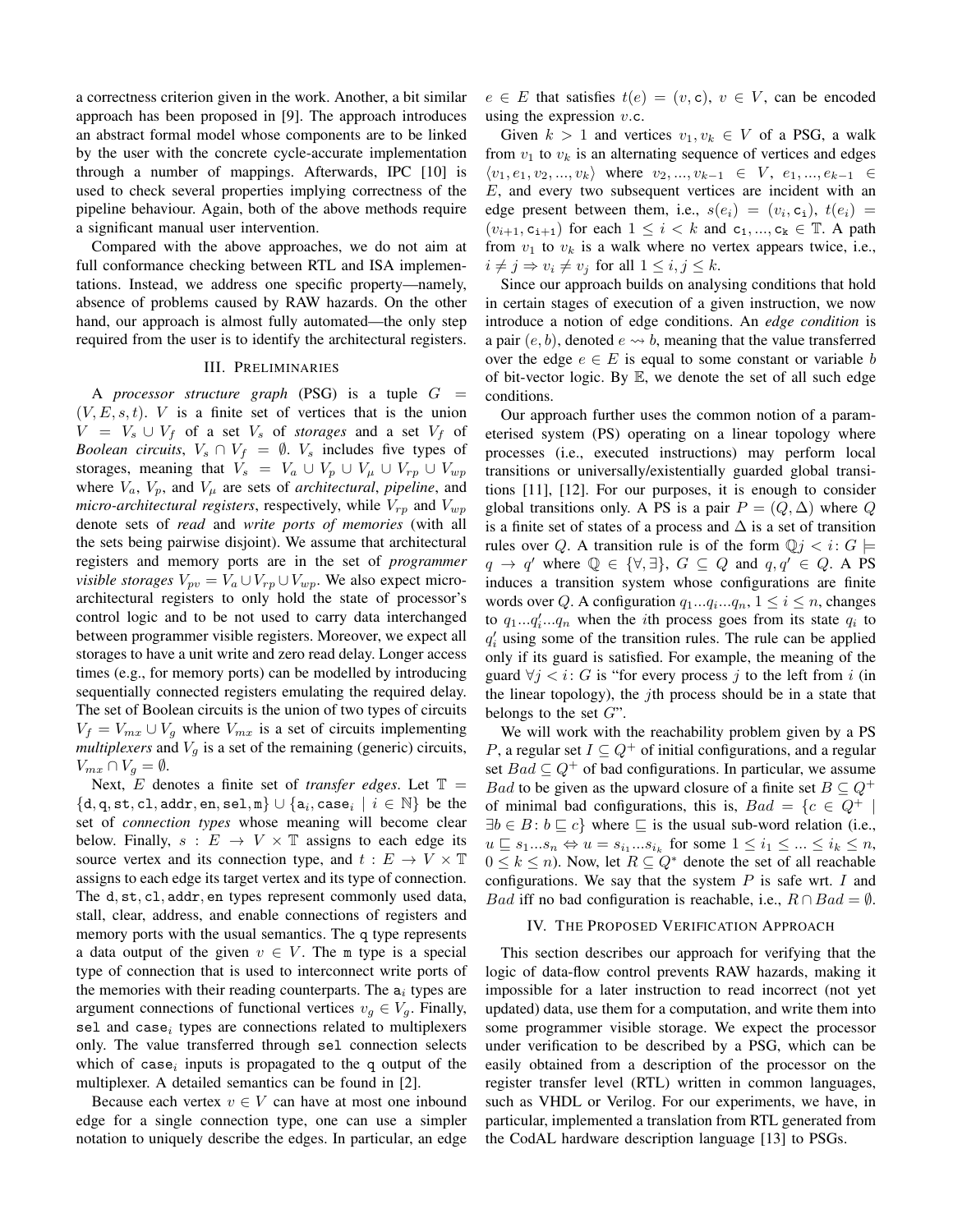a correctness criterion given in the work. Another, a bit similar approach has been proposed in [9]. The approach introduces an abstract formal model whose components are to be linked by the user with the concrete cycle-accurate implementation through a number of mappings. Afterwards, IPC [10] is used to check several properties implying correctness of the pipeline behaviour. Again, both of the above methods require a significant manual user intervention.

Compared with the above approaches, we do not aim at full conformance checking between RTL and ISA implementations. Instead, we address one specific property—namely, absence of problems caused by RAW hazards. On the other hand, our approach is almost fully automated—the only step required from the user is to identify the architectural registers.

## III. Preliminaries

A *processor structure graph* (PSG) is a tuple $G = (V, E, s, t)$. $V$ is a finite set of vertices that is the union $V = V_s \cup V_f$ of a set $V_s$ of *storages* and a set $V_f$ of *Boolean circuits*, $V_s \cap V_f = \emptyset$. $V_s$ includes five types of storages, meaning that $V_s = V_a \cup V_p \cup V_\mu \cup V_{rp} \cup V_{wp}$ where $V_a$, $V_p$, and $V_\mu$ are sets of *architectural*, *pipeline*, and *micro-architectural registers*, respectively, while $V_{rp}$ and $V_{wp}$ denote sets of *read* and *write ports of memories* (with all the sets being pairwise disjoint). We assume that architectural registers and memory ports are in the set of *programmer visible storages* $V_{pv} = V_a \cup V_{rp} \cup V_{wp}$. We also expect micro-architectural registers to only hold the state of processor's control logic and to be not used to carry data interchanged between programmer visible registers. Moreover, we expect all storages to have a unit write and zero read delay. Longer access times (e.g., for memory ports) can be modelled by introducing sequentially connected registers emulating the required delay. The set of Boolean circuits is the union of two types of circuits $V_f = V_{mx} \cup V_g$ where $V_{mx}$ is a set of circuits implementing *multiplexers* and $V_g$ is a set of the remaining (generic) circuits, $V_{mx} \cap V_g = \emptyset$.

Next, $E$ denotes a finite set of *transfer edges*. Let $\mathbb{T} = \{\mathtt{d}, \mathtt{q}, \mathtt{st}, \mathtt{cl}, \mathtt{addr}, \mathtt{en}, \mathtt{sel}, \mathtt{m}\} \cup \{\mathtt{a}_i, \mathtt{case}_i \mid i \in \mathbb{N}\}$ be the set of *connection types* whose meaning will become clear below. Finally, $s : E \to V \times \mathbb{T}$ assigns to each edge its source vertex and its connection type, and $t : E \to V \times \mathbb{T}$ assigns to each edge its target vertex and its type of connection. The d, st, cl, addr, en types represent commonly used data, stall, clear, address, and enable connections of registers and memory ports with the usual semantics. The q type represents a data output of the given $v \in V$. The m type is a special type of connection that is used to interconnect write ports of the memories with their reading counterparts. The $\mathtt{a}_i$ types are argument connections of functional vertices $v_g \in V_g$. Finally, sel and $\mathtt{case}_i$ types are connections related to multiplexers only. The value transferred through sel connection selects which of $\mathtt{case}_i$ inputs is propagated to the q output of the multiplexer. A detailed semantics can be found in [2].

Because each vertex $v \in V$ can have at most one inbound edge for a single connection type, one can use a simpler notation to uniquely describe the edges. In particular, an edge $e \in E$ that satisfies $t(e) = (v, \mathtt{c})$, $v \in V$, can be encoded using the expression $v.\mathtt{c}$.

Given $k > 1$ and vertices $v_1, v_k \in V$ of a PSG, a walk from $v_1$ to $v_k$ is an alternating sequence of vertices and edges $\langle v_1, e_1, v_2, ..., v_k \rangle$ where $v_2, ..., v_{k-1} \in V$, $e_1, ..., e_{k-1} \in E$, and every two subsequent vertices are incident with an edge present between them, i.e., $s(e_i) = (v_i, \mathtt{c}_i)$, $t(e_i) = (v_{i+1}, \mathtt{c}_{i+1})$ for each $1 \le i < k$ and $\mathtt{c}_1, ..., \mathtt{c}_k \in \mathbb{T}$. A path from $v_1$ to $v_k$ is a walk where no vertex appears twice, i.e., $i \neq j \Rightarrow v_i \neq v_j$ for all $1 \le i, j \le k$.

Since our approach builds on analysing conditions that hold in certain stages of execution of a given instruction, we now introduce a notion of edge conditions. An *edge condition* is a pair $(e, b)$, denoted $e \rightsquigarrow b$, meaning that the value transferred over the edge $e \in E$ is equal to some constant or variable $b$ of bit-vector logic. By $\mathbb{E}$, we denote the set of all such edge conditions.

Our approach further uses the common notion of a parameterised system (PS) operating on a linear topology where processes (i.e., executed instructions) may perform local transitions or universally/existentially guarded global transitions [11], [12]. For our purposes, it is enough to consider global transitions only. A PS is a pair $P = (Q, \Delta)$ where $Q$ is a finite set of states of a process and $\Delta$ is a set of transition rules over $Q$. A transition rule is of the form $\mathbb{Q}j < i : G \models q \to q'$ where $\mathbb{Q} \in \{\forall, \exists\}$, $G \subseteq Q$ and $q, q' \in Q$. A PS induces a transition system whose configurations are finite words over $Q$. A configuration $q_1 ... q_i ... q_n$, $1 \le i \le n$, changes to $q_1 ... q_i' ... q_n$ when the $i$th process goes from its state $q_i$ to $q_i'$ using some of the transition rules. The rule can be applied only if its guard is satisfied. For example, the meaning of the guard $\forall j < i : G$ is "for every process $j$ to the left from $i$ (in the linear topology), the $j$th process should be in a state that belongs to the set $G$".

We will work with the reachability problem given by a PS $P$, a regular set $I \subseteq Q^+$ of initial configurations, and a regular set $Bad \subseteq Q^+$ of bad configurations. In particular, we assume $Bad$ to be given as the upward closure of a finite set $B \subseteq Q^+$ of minimal bad configurations, this is, $Bad = \{c \in Q^+ \mid \exists b \in B : b \sqsubseteq c\}$ where $\sqsubseteq$ is the usual sub-word relation (i.e., $u \sqsubseteq s_1 ... s_n \Leftrightarrow u = s_{i_1} ... s_{i_k}$ for some $1 \le i_1 \le ... \le i_k \le n$, $0 \le k \le n$). Now, let $R \subseteq Q^*$ denote the set of all reachable configurations. We say that the system $P$ is safe wrt. $I$ and $Bad$ iff no bad configuration is reachable, i.e., $R \cap Bad = \emptyset$.

## IV. The Proposed Verification Approach

This section describes our approach for verifying that the logic of data-flow control prevents RAW hazards, making it impossible for a later instruction to read incorrect (not yet updated) data, use them for a computation, and write them into some programmer visible storage. We expect the processor under verification to be described by a PSG, which can be easily obtained from a description of the processor on the register transfer level (RTL) written in common languages, such as VHDL or Verilog. For our experiments, we have, in particular, implemented a translation from RTL generated from the CodAL hardware description language [13] to PSGs.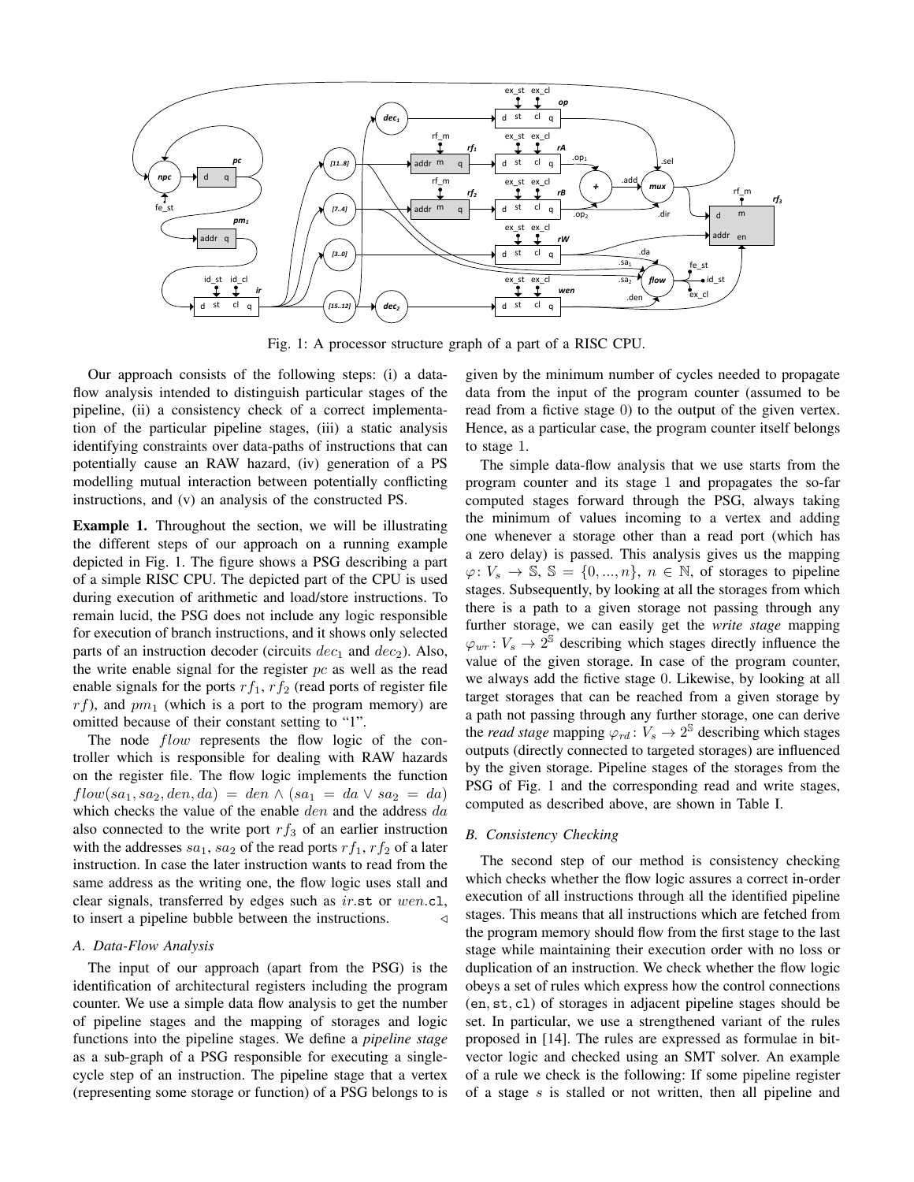Fig. 1: A processor structure graph of a part of a RISC CPU.

Our approach consists of the following steps: (i) a data-flow analysis intended to distinguish particular stages of the pipeline, (ii) a consistency check of a correct implementation of the particular pipeline stages, (iii) a static analysis identifying constraints over data-paths of instructions that can potentially cause an RAW hazard, (iv) generation of a PS modelling mutual interaction between potentially conflicting instructions, and (v) an analysis of the constructed PS.

**Example 1.** Throughout the section, we will be illustrating the different steps of our approach on a running example depicted in Fig. 1. The figure shows a PSG describing a part of a simple RISC CPU. The depicted part of the CPU is used during execution of arithmetic and load/store instructions. To remain lucid, the PSG does not include any logic responsible for execution of branch instructions, and it shows only selected parts of an instruction decoder (circuits $dec_1$ and $dec_2$). Also, the write enable signal for the register $pc$ as well as the read enable signals for the ports $rf_1$, $rf_2$ (read ports of register file $rf$), and $pm_1$ (which is a port to the program memory) are omitted because of their constant setting to "1".

The node $flow$ represents the flow logic of the controller which is responsible for dealing with RAW hazards on the register file. The flow logic implements the function $flow(sa_1, sa_2, den, da) = den \wedge (sa_1 = da \vee sa_2 = da)$ which checks the value of the enable $den$ and the address $da$ also connected to the write port $rf_3$ of an earlier instruction with the addresses $sa_1$, $sa_2$ of the read ports $rf_1$, $rf_2$ of a later instruction. In case the later instruction wants to read from the same address as the writing one, the flow logic uses stall and clear signals, transferred by edges such as $ir$.`st` or $wen$.`cl`, to insert a pipeline bubble between the instructions. ◁

### A. Data-Flow Analysis

The input of our approach (apart from the PSG) is the identification of architectural registers including the program counter. We use a simple data flow analysis to get the number of pipeline stages and the mapping of storages and logic functions into the pipeline stages. We define a *pipeline stage* as a sub-graph of a PSG responsible for executing a single-cycle step of an instruction. The pipeline stage that a vertex (representing some storage or function) of a PSG belongs to is given by the minimum number of cycles needed to propagate data from the input of the program counter (assumed to be read from a fictive stage 0) to the output of the given vertex. Hence, as a particular case, the program counter itself belongs to stage 1.

The simple data-flow analysis that we use starts from the program counter and its stage 1 and propagates the so-far computed stages forward through the PSG, always taking the minimum of values incoming to a vertex and adding one whenever a storage other than a read port (which has a zero delay) is passed. This analysis gives us the mapping $\varphi\colon V_s \rightarrow \mathbb{S}$, $\mathbb{S} = \{0, ..., n\}$, $n \in \mathbb{N}$, of storages to pipeline stages. Subsequently, by looking at all the storages from which there is a path to a given storage not passing through any further storage, we can easily get the *write stage* mapping $\varphi_{wr}\colon V_s \rightarrow 2^{\mathbb{S}}$ describing which stages directly influence the value of the given storage. In case of the program counter, we always add the fictive stage 0. Likewise, by looking at all target storages that can be reached from a given storage by a path not passing through any further storage, one can derive the *read stage* mapping $\varphi_{rd}\colon V_s \rightarrow 2^{\mathbb{S}}$ describing which stages outputs (directly connected to targeted storages) are influenced by the given storage. Pipeline stages of the storages from the PSG of Fig. 1 and the corresponding read and write stages, computed as described above, are shown in Table I.

### B. Consistency Checking

The second step of our method is consistency checking which checks whether the flow logic assures a correct in-order execution of all instructions through all the identified pipeline stages. This means that all instructions which are fetched from the program memory should flow from the first stage to the last stage while maintaining their execution order with no loss or duplication of an instruction. We check whether the flow logic obeys a set of rules which express how the control connections (`en`, `st`, `cl`) of storages in adjacent pipeline stages should be set. In particular, we use a strengthened variant of the rules proposed in [14]. The rules are expressed as formulae in bit-vector logic and checked using an SMT solver. An example of a rule we check is the following: If some pipeline register of a stage $s$ is stalled or not written, then all pipeline and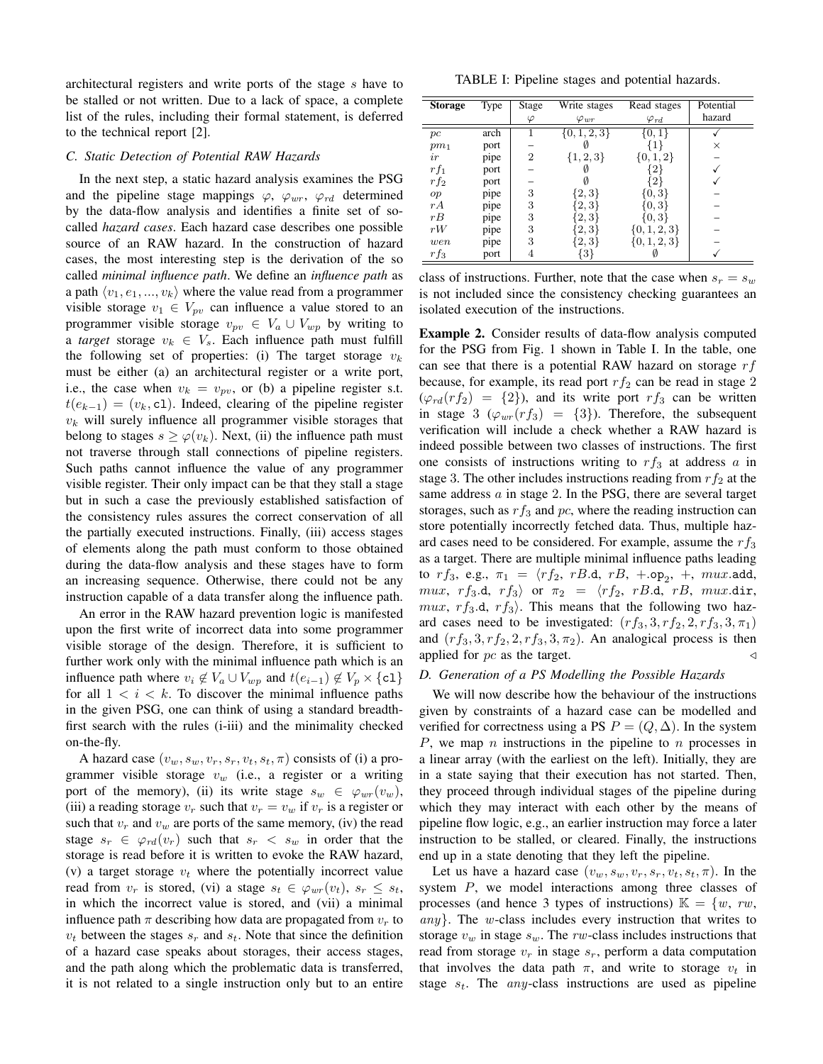architectural registers and write ports of the stage $s$ have to be stalled or not written. Due to a lack of space, a complete list of the rules, including their formal statement, is deferred to the technical report [2].

### C. Static Detection of Potential RAW Hazards

In the next step, a static hazard analysis examines the PSG and the pipeline stage mappings $\varphi$, $\varphi_{wr}$, $\varphi_{rd}$ determined by the data-flow analysis and identifies a finite set of so-called *hazard cases*. Each hazard case describes one possible source of an RAW hazard. In the construction of hazard cases, the most interesting step is the derivation of the so called *minimal influence path*. We define an *influence path* as a path $\langle v_1, e_1, ..., v_k \rangle$ where the value read from a programmer visible storage $v_1 \in V_{pv}$ can influence a value stored to an programmer visible storage $v_{pv} \in V_a \cup V_{wp}$ by writing to a *target* storage $v_k \in V_s$. Each influence path must fulfill the following set of properties: (i) The target storage $v_k$ must be either (a) an architectural register or a write port, i.e., the case when $v_k = v_{pv}$, or (b) a pipeline register s.t. $t(e_{k-1}) = (v_k, \texttt{cl})$. Indeed, clearing of the pipeline register $v_k$ will surely influence all programmer visible storages that belong to stages $s \geq \varphi(v_k)$. Next, (ii) the influence path must not traverse through stall connections of pipeline registers. Such paths cannot influence the value of any programmer visible register. Their only impact can be that they stall a stage but in such a case the previously established satisfaction of the consistency rules assures the correct conservation of all the partially executed instructions. Finally, (iii) access stages of elements along the path must conform to those obtained during the data-flow analysis and these stages have to form an increasing sequence. Otherwise, there could not be any instruction capable of a data transfer along the influence path.

An error in the RAW hazard prevention logic is manifested upon the first write of incorrect data into some programmer visible storage of the design. Therefore, it is sufficient to further work only with the minimal influence path which is an influence path where $v_i \notin V_a \cup V_{wp}$ and $t(e_{i-1}) \notin V_p \times \{\texttt{cl}\}$ for all $1 < i < k$. To discover the minimal influence paths in the given PSG, one can think of using a standard breadth-first search with the rules (i-iii) and the minimality checked on-the-fly.

A hazard case $(v_w, s_w, v_r, s_r, v_t, s_t, \pi)$ consists of (i) a programmer visible storage $v_w$ (i.e., a register or a writing port of the memory), (ii) its write stage $s_w \in \varphi_{wr}(v_w)$, (iii) a reading storage $v_r$ such that $v_r = v_w$ if $v_r$ is a register or such that $v_r$ and $v_w$ are ports of the same memory, (iv) the read stage $s_r \in \varphi_{rd}(v_r)$ such that $s_r < s_w$ in order that the storage is read before it is written to evoke the RAW hazard, (v) a target storage $v_t$ where the potentially incorrect value read from $v_r$ is stored, (vi) a stage $s_t \in \varphi_{wr}(v_t)$, $s_r \leq s_t$, in which the incorrect value is stored, and (vii) a minimal influence path $\pi$ describing how data are propagated from $v_r$ to $v_t$ between the stages $s_r$ and $s_t$. Note that since the definition of a hazard case speaks about storages, their access stages, and the path along which the problematic data is transferred, it is not related to a single instruction only but to an entire class of instructions. Further, note that the case when $s_r = s_w$ is not included since the consistency checking guarantees an isolated execution of the instructions.

TABLE I: Pipeline stages and potential hazards.

| Storage | Type | Stage $\varphi$ | Write stages $\varphi_{wr}$ | Read stages $\varphi_{rd}$ | Potential hazard |
|---|---|---|---|---|---|
| $pc$ | arch | 1 | $\{0, 1, 2, 3\}$ | $\{0, 1\}$ | ✓ |
| $pm_1$ | port | – | $\emptyset$ | $\{1\}$ | × |
| $ir$ | pipe | 2 | $\{1, 2, 3\}$ | $\{0, 1, 2\}$ | – |
| $rf_1$ | port | – | $\emptyset$ | $\{2\}$ | ✓ |
| $rf_2$ | port | – | $\emptyset$ | $\{2\}$ | ✓ |
| $op$ | pipe | 3 | $\{2, 3\}$ | $\{0, 3\}$ | – |
| $rA$ | pipe | 3 | $\{2, 3\}$ | $\{0, 3\}$ | – |
| $rB$ | pipe | 3 | $\{2, 3\}$ | $\{0, 3\}$ | – |
| $rW$ | pipe | 3 | $\{2, 3\}$ | $\{0, 1, 2, 3\}$ | – |
| $wen$ | pipe | 3 | $\{2, 3\}$ | $\{0, 1, 2, 3\}$ | – |
| $rf_3$ | port | 4 | $\{3\}$ | $\emptyset$ | ✓ |

**Example 2.** Consider results of data-flow analysis computed for the PSG from Fig. 1 shown in Table I. In the table, one can see that there is a potential RAW hazard on storage $rf$ because, for example, its read port $rf_2$ can be read in stage 2 ($\varphi_{rd}(rf_2) = \{2\}$), and its write port $rf_3$ can be written in stage 3 ($\varphi_{wr}(rf_3) = \{3\}$). Therefore, the subsequent verification will include a check whether a RAW hazard is indeed possible between two classes of instructions. The first one consists of instructions writing to $rf_3$ at address $a$ in stage 3. The other includes instructions reading from $rf_2$ at the same address $a$ in stage 2. In the PSG, there are several target storages, such as $rf_3$ and $pc$, where the reading instruction can store potentially incorrectly fetched data. Thus, multiple hazard cases need to be considered. For example, assume the $rf_3$ as a target. There are multiple minimal influence paths leading to $rf_3$, e.g., $\pi_1 = \langle rf_2, rB.\texttt{d}, rB, +.\texttt{op}_2, +, mux.\texttt{add}, mux, rf_3.\texttt{d}, rf_3 \rangle$ or $\pi_2 = \langle rf_2, rB.\texttt{d}, rB, mux.\texttt{dir}, mux, rf_3.\texttt{d}, rf_3 \rangle$. This means that the following two hazard cases need to be investigated: $(rf_3, 3, rf_2, 2, rf_3, 3, \pi_1)$ and $(rf_3, 3, rf_2, 2, rf_3, 3, \pi_2)$. An analogical process is then applied for $pc$ as the target. $\triangleleft$

### D. Generation of a PS Modelling the Possible Hazards

We will now describe how the behaviour of the instructions given by constraints of a hazard case can be modelled and verified for correctness using a PS $P = (Q, \Delta)$. In the system $P$, we map $n$ instructions in the pipeline to $n$ processes in a linear array (with the earliest on the left). Initially, they are in a state saying that their execution has not started. Then, they proceed through individual stages of the pipeline during which they may interact with each other by the means of pipeline flow logic, e.g., an earlier instruction may force a later instruction to be stalled, or cleared. Finally, the instructions end up in a state denoting that they left the pipeline.

Let us have a hazard case $(v_w, s_w, v_r, s_r, v_t, s_t, \pi)$. In the system $P$, we model interactions among three classes of processes (and hence 3 types of instructions) $\mathbb{K} = \{w, rw, any\}$. The $w$-class includes every instruction that writes to storage $v_w$ in stage $s_w$. The $rw$-class includes instructions that read from storage $v_r$ in stage $s_r$, perform a data computation that involves the data path $\pi$, and write to storage $v_t$ in stage $s_t$. The $any$-class instructions are used as pipeline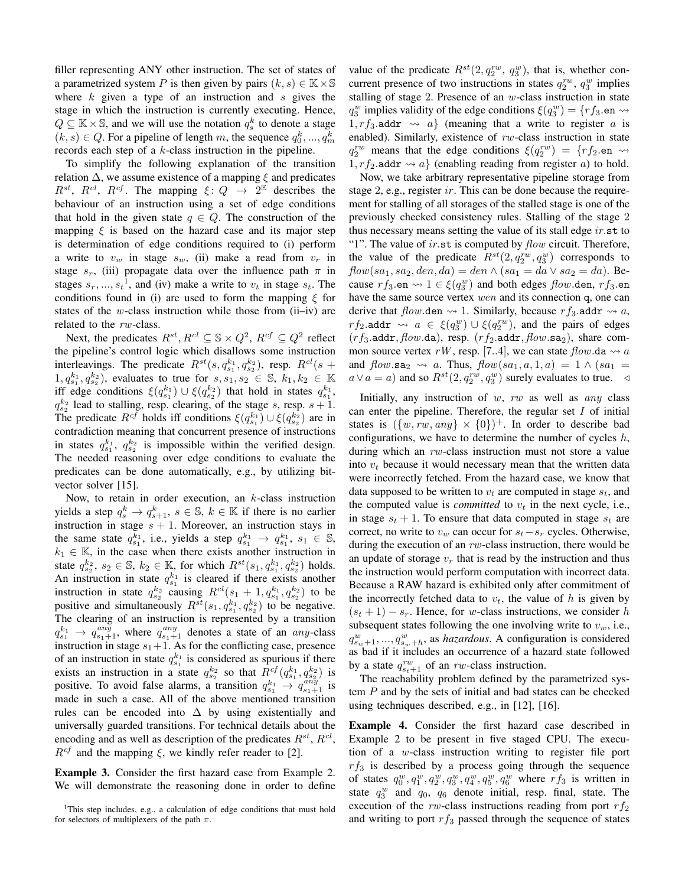filler representing ANY other instruction. The set of states of a parametrized system $P$ is then given by pairs $(k, s) \in \mathbb{K} \times \mathbb{S}$ where $k$ given a type of an instruction and $s$ gives the stage in which the instruction is currently executing. Hence, $Q \subseteq \mathbb{K} \times \mathbb{S}$, and we will use the notation $q_s^k$ to denote a stage $(k, s) \in Q$. For a pipeline of length $m$, the sequence $q_0^k, ..., q_m^k$ records each step of a $k$-class instruction in the pipeline.

To simplify the following explanation of the transition relation $\Delta$, we assume existence of a mapping $\xi$ and predicates $R^{st}$, $R^{cl}$, $R^{cf}$. The mapping $\xi \colon Q \to 2^{\mathbb{E}}$ describes the behaviour of an instruction using a set of edge conditions that hold in the given state $q \in Q$. The construction of the mapping $\xi$ is based on the hazard case and its major step is determination of edge conditions required to (i) perform a write to $v_w$ in stage $s_w$, (ii) make a read from $v_r$ in stage $s_r$, (iii) propagate data over the influence path $\pi$ in stages $s_r, ..., s_t$[1], and (iv) make a write to $v_t$ in stage $s_t$. The conditions found in (i) are used to form the mapping $\xi$ for states of the $w$-class instruction while those from (ii–iv) are related to the $rw$-class.

Next, the predicates $R^{st}, R^{cl} \subseteq \mathbb{S} \times Q^2$, $R^{cf} \subseteq Q^2$ reflect the pipeline's control logic which disallows some instruction interleavings. The predicate $R^{st}(s, q_{s_1}^{k_1}, q_{s_2}^{k_2})$, resp. $R^{cl}(s + 1, q_{s_1}^{k_1}, q_{s_2}^{k_2})$, evaluates to true for $s, s_1, s_2 \in \mathbb{S}$, $k_1, k_2 \in \mathbb{K}$ iff edge conditions $\xi(q_{s_1}^{k_1}) \cup \xi(q_{s_2}^{k_2})$ that hold in states $q_{s_1}^{k_1}$, $q_{s_2}^{k_2}$ lead to stalling, resp. clearing, of the stage $s$, resp. $s+1$. The predicate $R^{cf}$ holds iff conditions $\xi(q_{s_1}^{k_1}) \cup \xi(q_{s_2}^{k_2})$ are in contradiction meaning that concurrent presence of instructions in states $q_{s_1}^{k_1}$, $q_{s_2}^{k_2}$ is impossible within the verified design. The needed reasoning over edge conditions to evaluate the predicates can be done automatically, e.g., by utilizing bit-vector solver [15].

Now, to retain in order execution, an $k$-class instruction yields a step $q_s^k \to q_{s+1}^k$, $s \in \mathbb{S}$, $k \in \mathbb{K}$ if there is no earlier instruction in stage $s+1$. Moreover, an instruction stays in the same state $q_{s_1}^{k_1}$, i.e., yields a step $q_{s_1}^{k_1} \to q_{s_1}^{k_1}$, $s_1 \in \mathbb{S}$, $k_1 \in \mathbb{K}$, in the case when there exists another instruction in state $q_{s_2}^{k_2}$, $s_2 \in \mathbb{S}$, $k_2 \in \mathbb{K}$, for which $R^{st}(s_1, q_{s_1}^{k_1}, q_{s_2}^{k_2})$ holds. An instruction in state $q_{s_1}^{k_1}$ is cleared if there exists another instruction in state $q_{s_2}^{k_2}$ causing $R^{cl}(s_1 + 1, q_{s_1}^{k_1}, q_{s_2}^{k_2})$ to be positive and simultaneously $R^{st}(s_1, q_{s_1}^{k_1}, q_{s_2}^{k_2})$ to be negative. The clearing of an instruction is represented by a transition $q_{s_1}^{k_1} \to q_{s_1+1}^{any}$, where $q_{s_1+1}^{any}$ denotes a state of an *any*-class instruction in stage $s_1+1$. As for the conflicting case, presence of an instruction in state $q_{s_1}^{k_1}$ is considered as spurious if there exists an instruction in a state $q_{s_2}^{k_2}$ so that $R^{cf}(q_{s_1}^{k_1}, q_{s_2}^{k_2})$ is positive. To avoid false alarms, a transition $q_{s_1}^{k_1} \to q_{s_1+1}^{any}$ is made in such a case. All of the above mentioned transition rules can be encoded into $\Delta$ by using existentially and universally guarded transitions. For technical details about the encoding and as well as description of the predicates $R^{st}$, $R^{cl}$, $R^{cf}$ and the mapping $\xi$, we kindly refer reader to [2].

**Example 3.** Consider the first hazard case from Example 2. We will demonstrate the reasoning done in order to define value of the predicate $R^{st}(2, q_2^{rw}, q_3^w)$, that is, whether concurrent presence of two instructions in states $q_2^{rw}$, $q_3^w$ implies stalling of stage 2. Presence of an $w$-class instruction in state $q_3^w$ implies validity of the edge conditions $\xi(q_3^w) = \{rf_3.\texttt{en} \rightsquigarrow 1, rf_3.\texttt{addr} \rightsquigarrow a\}$ (meaning that a write to register $a$ is enabled). Similarly, existence of $rw$-class instruction in state $q_2^{rw}$ means that the edge conditions $\xi(q_2^{rw}) = \{rf_2.\texttt{en} \rightsquigarrow 1, rf_2.\texttt{addr} \rightsquigarrow a\}$ (enabling reading from register $a$) to hold.

Now, we take arbitrary representative pipeline storage from stage 2, e.g., register $ir$. This can be done because the requirement for stalling of all storages of the stalled stage is one of the previously checked consistency rules. Stalling of the stage 2 thus necessary means setting the value of its stall edge $ir.\texttt{st}$ to "1". The value of $ir.\texttt{st}$ is computed by *flow* circuit. Therefore, the value of the predicate $R^{st}(2, q_2^{rw}, q_3^w)$ corresponds to $flow(sa_1, sa_2, den, da) = den \wedge (sa_1 = da \vee sa_2 = da)$. Because $rf_3.\texttt{en} \rightsquigarrow 1 \in \xi(q_3^w)$ and both edges $flow.\texttt{den}$, $rf_3.\texttt{en}$ have the same source vertex $wen$ and its connection q, one can derive that $flow.\texttt{den} \rightsquigarrow 1$. Similarly, because $rf_3.\texttt{addr} \rightsquigarrow a$, $rf_2.\texttt{addr} \rightsquigarrow a \in \xi(q_3^w) \cup \xi(q_2^{rw})$, and the pairs of edges $(rf_3.\texttt{addr}, flow.\texttt{da})$, resp. $(rf_2.\texttt{addr}, flow.\texttt{sa}_2)$, share common source vertex $rW$, resp. [7..4], we can state $flow.\texttt{da} \rightsquigarrow a$ and $flow.\texttt{sa}_2 \rightsquigarrow a$. Thus, $flow(sa_1, a, 1, a) = 1 \wedge (sa_1 = a \vee a = a)$ and so $R^{st}(2, q_2^{rw}, q_3^w)$ surely evaluates to true. $\triangleleft$

Initially, any instruction of $w$, $rw$ as well as *any* class can enter the pipeline. Therefore, the regular set $I$ of initial states is $(\{w, rw, any\} \times \{0\})^+$. In order to describe bad configurations, we have to determine the number of cycles $h$, during which an $rw$-class instruction must not store a value into $v_t$ because it would necessary mean that the written data were incorrectly fetched. From the hazard case, we know that data supposed to be written to $v_t$ are computed in stage $s_t$, and the computed value is *committed* to $v_t$ in the next cycle, i.e., in stage $s_t + 1$. To ensure that data computed in stage $s_t$ are correct, no write to $v_w$ can occur for $s_t - s_r$ cycles. Otherwise, during the execution of an $rw$-class instruction, there would be an update of storage $v_r$ that is read by the instruction and thus the instruction would perform computation with incorrect data. Because a RAW hazard is exhibited only after commitment of the incorrectly fetched data to $v_t$, the value of $h$ is given by $(s_t + 1) - s_r$. Hence, for $w$-class instructions, we consider $h$ subsequent states following the one involving write to $v_w$, i.e., $q_{s_w+1}^w, ..., q_{s_w+h}^w$, as *hazardous*. A configuration is considered as bad if it includes an occurrence of a hazard state followed by a state $q_{s_t+1}^{rw}$ of an $rw$-class instruction.

The reachability problem defined by the parametrized system $P$ and by the sets of initial and bad states can be checked using techniques described, e.g., in [12], [16].

**Example 4.** Consider the first hazard case described in Example 2 to be present in five staged CPU. The execution of a $w$-class instruction writing to register file port $rf_3$ is described by a process going through the sequence of states $q_0^w, q_1^w, q_2^w, q_3^w, q_4^w, q_5^w, q_6^w$ where $rf_3$ is written in state $q_3^w$ and $q_0$, $q_6$ denote initial, resp. final, state. The execution of the $rw$-class instructions reading from port $rf_2$ and writing to port $rf_3$ passed through the sequence of states

[1] This step includes, e.g., a calculation of edge conditions that must hold for selectors of multiplexers of the path $\pi$.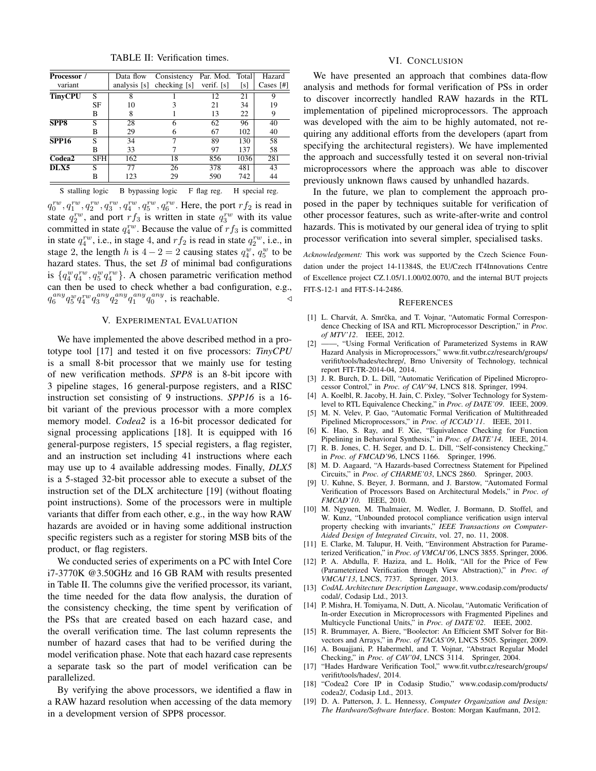TABLE II: Verification times.

| Processor / variant | | Data flow analysis [s] | Consistency checking [s] | Par. Mod. verif. [s] | Total [s] | Hazard Cases [#] |
|---|---|---|---|---|---|---|
| **TinyCPU** | S | 8 | 1 | 12 | 21 | 9 |
| | SF | 10 | 3 | 21 | 34 | 19 |
| | B | 8 | 1 | 13 | 22 | 9 |
| **SPP8** | S | 28 | 6 | 62 | 96 | 40 |
| | B | 29 | 6 | 67 | 102 | 40 |
| **SPP16** | S | 34 | 7 | 89 | 130 | 58 |
| | B | 33 | 7 | 97 | 137 | 58 |
| **Codea2** | SFH | 162 | 18 | 856 | 1036 | 281 |
| **DLX5** | S | 77 | 26 | 378 | 481 | 43 |
| | B | 123 | 29 | 590 | 742 | 44 |

S stalling logic  B bypassing logic  F flag reg.  H special reg.

$q_0^{rw}, q_1^{rw}, q_2^{rw}, q_3^{rw}, q_4^{rw}, q_5^{rw}, q_6^{rw}$. Here, the port $rf_2$ is read in state $q_2^{rw}$, and port $rf_3$ is written in state $q_3^{rw}$ with its value committed in state $q_4^{rw}$. Because the value of $rf_3$ is committed in state $q_4^{rw}$, i.e., in stage 4, and $rf_2$ is read in state $q_2^{rw}$, i.e., in stage 2, the length $h$ is $4 - 2 = 2$ causing states $q_4^w$, $q_5^w$ to be hazard states. Thus, the set $B$ of minimal bad configurations is $\{q_4^w q_4^{rw}, q_5^w q_4^{rw}\}$. A chosen parametric verification method can then be used to check whether a bad configuration, e.g., $q_6^{any} q_5^w q_4^{rw} q_3^{any} q_2^{any} q_1^{any} q_0^{any}$, is reachable. ◁

## V. Experimental Evaluation

We have implemented the above described method in a prototype tool [17] and tested it on five processors: *TinyCPU* is a small 8-bit processor that we mainly use for testing of new verification methods. *SPP8* is an 8-bit ipcore with 3 pipeline stages, 16 general-purpose registers, and a RISC instruction set consisting of 9 instructions. *SPP16* is a 16-bit variant of the previous processor with a more complex memory model. *Codea2* is a 16-bit processor dedicated for signal processing applications [18]. It is equipped with 16 general-purpose registers, 15 special registers, a flag register, and an instruction set including 41 instructions where each may use up to 4 available addressing modes. Finally, *DLX5* is a 5-staged 32-bit processor able to execute a subset of the instruction set of the DLX architecture [19] (without floating point instructions). Some of the processors were in multiple variants that differ from each other, e.g., in the way how RAW hazards are avoided or in having some additional instruction specific registers such as a register for storing MSB bits of the product, or flag registers.

We conducted series of experiments on a PC with Intel Core i7-3770K @3.50GHz and 16 GB RAM with results presented in Table II. The columns give the verified processor, its variant, the time needed for the data flow analysis, the duration of the consistency checking, the time spent by verification of the PSs that are created based on each hazard case, and the overall verification time. The last column represents the number of hazard cases that had to be verified during the model verification phase. Note that each hazard case represents a separate task so the part of model verification can be parallelized.

By verifying the above processors, we identified a flaw in a RAW hazard resolution when accessing of the data memory in a development version of SPP8 processor.

## VI. Conclusion

We have presented an approach that combines data-flow analysis and methods for formal verification of PSs in order to discover incorrectly handled RAW hazards in the RTL implementation of pipelined microprocessors. The approach was developed with the aim to be highly automated, not requiring any additional efforts from the developers (apart from specifying the architectural registers). We have implemented the approach and successfully tested it on several non-trivial microprocessors where the approach was able to discover previously unknown flaws caused by unhandled hazards.

In the future, we plan to complement the approach proposed in the paper by techniques suitable for verification of other processor features, such as write-after-write and control hazards. This is motivated by our general idea of trying to split processor verification into several simpler, specialised tasks.

*Acknowledgement:* This work was supported by the Czech Science Foundation under the project 14-11384S, the EU/Czech IT4Innovations Centre of Excellence project CZ.1.05/1.1.00/02.0070, and the internal BUT projects FIT-S-12-1 and FIT-S-14-2486.

## References

[1] L. Charvát, A. Smrčka, and T. Vojnar, "Automatic Formal Correspondence Checking of ISA and RTL Microprocessor Description," in *Proc. of MTV'12*. IEEE, 2012.

[2] ——, "Using Formal Verification of Parameterized Systems in RAW Hazard Analysis in Microprocessors," www.fit.vutbr.cz/research/groups/verifit/tools/hades/techrep/, Brno University of Technology, technical report FIT-TR-2014-04, 2014.

[3] J. R. Burch, D. L. Dill, "Automatic Verification of Pipelined Microprocessor Control," in *Proc. of CAV'94*, LNCS 818. Springer, 1994.

[4] A. Koelbl, R. Jacoby, H. Jain, C. Pixley, "Solver Technology for System-level to RTL Equivalence Checking," in *Proc. of DATE'09*. IEEE, 2009.

[5] M. N. Velev, P. Gao, "Automatic Formal Verification of Multithreaded Pipelined Microprocessors," in *Proc. of ICCAD'11*. IEEE, 2011.

[6] K. Hao, S. Ray, and F. Xie, "Equivalence Checking for Function Pipelining in Behavioral Synthesis," in *Proc. of DATE'14*. IEEE, 2014.

[7] R. B. Jones, C. H. Seger, and D. L. Dill, "Self-consistency Checking," in *Proc. of FMCAD'96*, LNCS 1166. Springer, 1996.

[8] M. D. Aagaard, "A Hazards-based Correctness Statement for Pipelined Circuits," in *Proc. of CHARME'03*, LNCS 2860. Springer, 2003.

[9] U. Kuhne, S. Beyer, J. Bormann, and J. Barstow, "Automated Formal Verification of Processors Based on Architectural Models," in *Proc. of FMCAD'10*. IEEE, 2010.

[10] M. Ngyuen, M. Thalmaier, M. Wedler, J. Bormann, D. Stoffel, and W. Kunz, "Unbounded protocol compliance verification usign interval property checking with invariants," *IEEE Transactions on Computer-Aided Design of Integrated Circuits*, vol. 27, no. 11, 2008.

[11] E. Clarke, M. Talupur, H. Veith, "Environment Abstraction for Parameterized Verification," in *Proc. of VMCAI'06*, LNCS 3855. Springer, 2006.

[12] P. A. Abdulla, F. Haziza, and L. Holík, "All for the Price of Few (Parameterized Verification through View Abstraction)," in *Proc. of VMCAI'13*, LNCS, 7737. Springer, 2013.

[13] *CodAL Architecture Description Language*, www.codasip.com/products/codal/, Codasip Ltd., 2013.

[14] P. Mishra, H. Tomiyama, N. Dutt, A. Nicolau, "Automatic Verification of In-order Execution in Microprocessors with Fragmented Pipelines and Multicycle Functional Units," in *Proc. of DATE'02*. IEEE, 2002.

[15] R. Brummayer, A. Biere, "Boolector: An Efficient SMT Solver for Bit-vectors and Arrays," in *Proc. of TACAS'09*, LNCS 5505. Springer, 2009.

[16] A. Bouajjani, P. Habermehl, and T. Vojnar, "Abstract Regular Model Checking," in *Proc. of CAV'04*, LNCS 3114. Springer, 2004.

[17] "Hades Hardware Verification Tool," www.fit.vutbr.cz/research/groups/verifit/tools/hades/, 2014.

[18] "Codea2 Core IP in Codasip Studio," www.codasip.com/products/codea2/, Codasip Ltd., 2013.

[19] D. A. Patterson, J. L. Hennessy, *Computer Organization and Design: The Hardware/Software Interface*. Boston: Morgan Kaufmann, 2012.